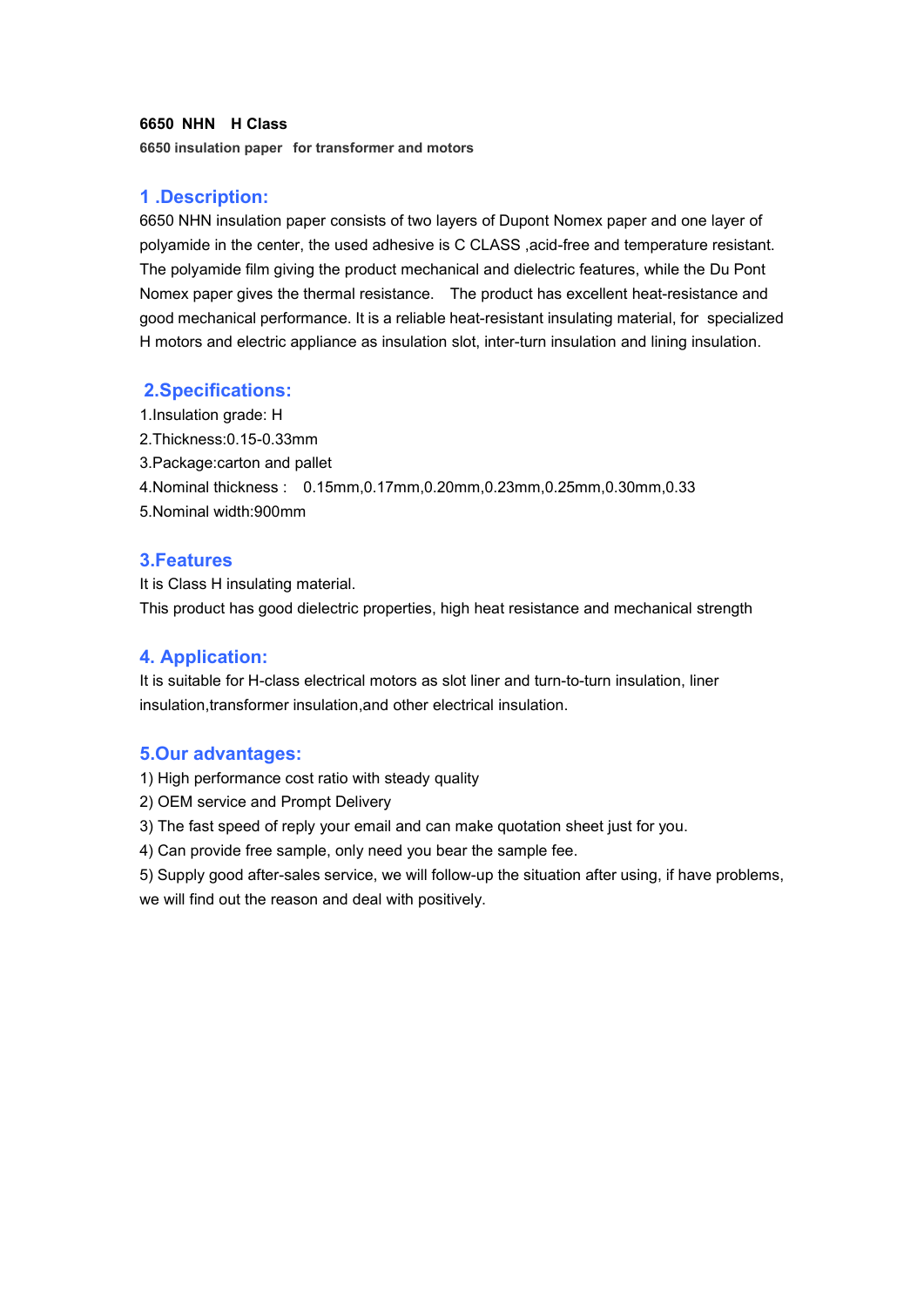**6650 NHN  H Class**

**6650 insulation paper  for transformer and motors**

## 1 .Description:

6650 NHN insulation paper consists of two layers of Dupont Nomex paper and one layer of polyamide in the center, the used adhesive is C CLASS ,acid-free and temperature resistant. The polyamide film giving the product mechanical and dielectric features, while the Du Pont Nomex paper gives the thermal resistance.  The product has excellent heat-resistance and good mechanical performance. It is a reliable heat-resistant insulating material, for specialized H motors and electric appliance as insulation slot, inter-turn insulation and lining insulation.

## 2.Specifications:

1.Insulation grade: H
2.Thickness:0.15-0.33mm
3.Package:carton and pallet
4.Nominal thickness :  0.15mm,0.17mm,0.20mm,0.23mm,0.25mm,0.30mm,0.33
5.Nominal width:900mm

## 3.Features

It is Class H insulating material.
This product has good dielectric properties, high heat resistance and mechanical strength

## 4. Application:

It is suitable for H-class electrical motors as slot liner and turn-to-turn insulation, liner insulation,transformer insulation,and other electrical insulation.

## 5.Our advantages:

1) High performance cost ratio with steady quality
2) OEM service and Prompt Delivery
3) The fast speed of reply your email and can make quotation sheet just for you.
4) Can provide free sample, only need you bear the sample fee.
5) Supply good after-sales service, we will follow-up the situation after using, if have problems, we will find out the reason and deal with positively.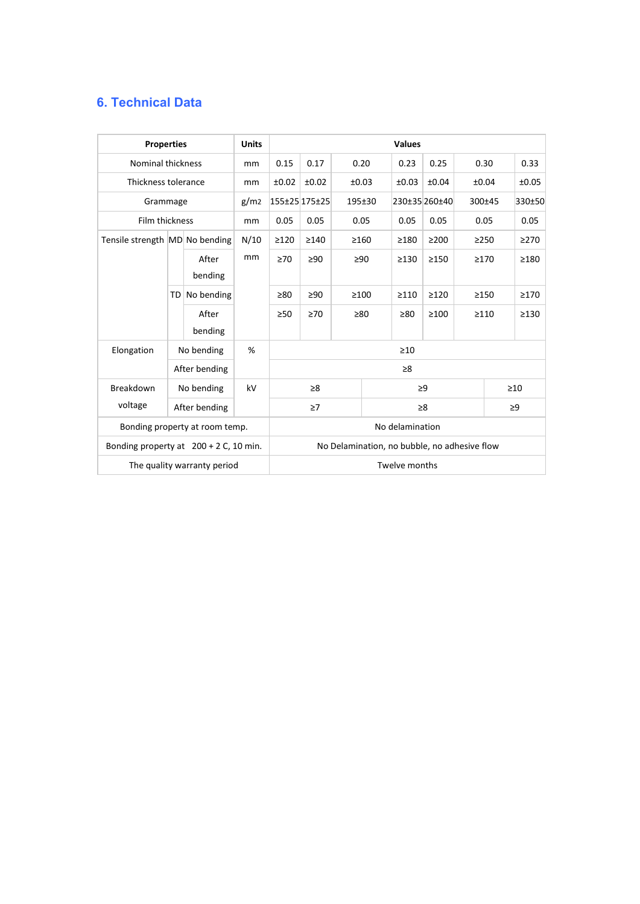## 6. Technical Data

| Properties | | | Units | Values | | | | | | |
|---|---|---|---|---|---|---|---|---|---|---|
| Nominal thickness | | | mm | 0.15 | 0.17 | 0.20 | 0.23 | 0.25 | 0.30 | 0.33 |
| Thickness tolerance | | | mm | ±0.02 | ±0.02 | ±0.03 | ±0.03 | ±0.04 | ±0.04 | ±0.05 |
| Grammage | | | g/m2 | 155±25 | 175±25 | 195±30 | 230±35 | 260±40 | 300±45 | 330±50 |
| Film thickness | | | mm | 0.05 | 0.05 | 0.05 | 0.05 | 0.05 | 0.05 | 0.05 |
| Tensile strength | MD | No bending | N/10 mm | ≥120 | ≥140 | ≥160 | ≥180 | ≥200 | ≥250 | ≥270 |
| | | After bending | | ≥70 | ≥90 | ≥90 | ≥130 | ≥150 | ≥170 | ≥180 |
| | TD | No bending | | ≥80 | ≥90 | ≥100 | ≥110 | ≥120 | ≥150 | ≥170 |
| | | After bending | | ≥50 | ≥70 | ≥80 | ≥80 | ≥100 | ≥110 | ≥130 |
| Elongation | No bending | | % | ≥10 | | | | | | |
| | After bending | | | ≥8 | | | | | | |
| Breakdown voltage | No bending | | kV | ≥8 | | ≥9 | | | ≥10 | |
| | After bending | | | ≥7 | | ≥8 | | | ≥9 | |
| Bonding property at room temp. | | | | No delamination | | | | | | |
| Bonding property at 200 + 2 C, 10 min. | | | | No Delamination, no bubble, no adhesive flow | | | | | | |
| The quality warranty period | | | | Twelve months | | | | | | |